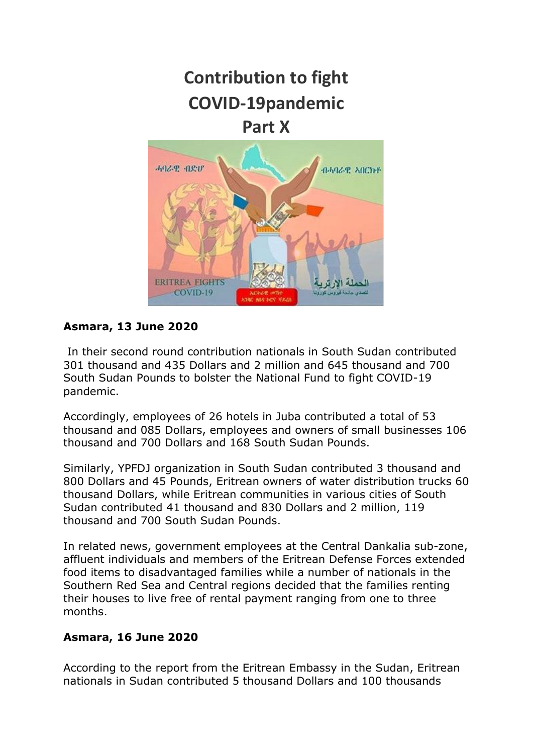# Contribution to fight COVID-19pandemic Part X

**Asmara, 13 June 2020**

In their second round contribution nationals in South Sudan contributed 301 thousand and 435 Dollars and 2 million and 645 thousand and 700 South Sudan Pounds to bolster the National Fund to fight COVID-19 pandemic.

Accordingly, employees of 26 hotels in Juba contributed a total of 53 thousand and 085 Dollars, employees and owners of small businesses 106 thousand and 700 Dollars and 168 South Sudan Pounds.

Similarly, YPFDJ organization in South Sudan contributed 3 thousand and 800 Dollars and 45 Pounds, Eritrean owners of water distribution trucks 60 thousand Dollars, while Eritrean communities in various cities of South Sudan contributed 41 thousand and 830 Dollars and 2 million, 119 thousand and 700 South Sudan Pounds.

In related news, government employees at the Central Dankalia sub-zone, affluent individuals and members of the Eritrean Defense Forces extended food items to disadvantaged families while a number of nationals in the Southern Red Sea and Central regions decided that the families renting their houses to live free of rental payment ranging from one to three months.

**Asmara, 16 June 2020**

According to the report from the Eritrean Embassy in the Sudan, Eritrean nationals in Sudan contributed 5 thousand Dollars and 100 thousands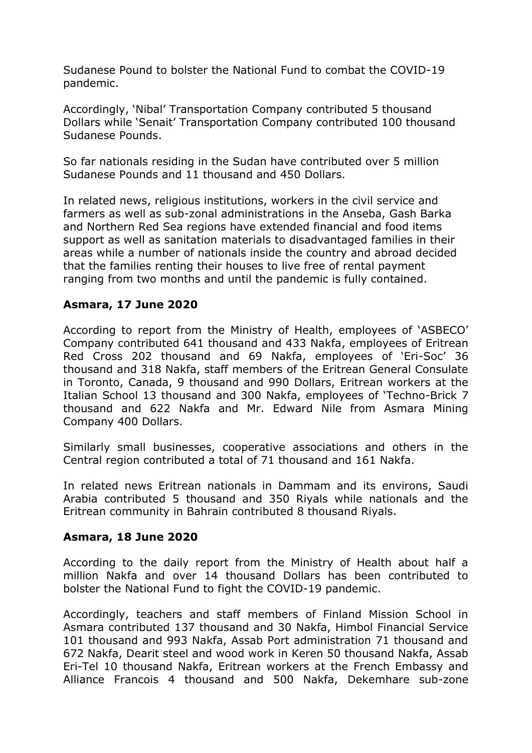Sudanese Pound to bolster the National Fund to combat the COVID-19 pandemic.

Accordingly, 'Nibal' Transportation Company contributed 5 thousand Dollars while 'Senait' Transportation Company contributed 100 thousand Sudanese Pounds.

So far nationals residing in the Sudan have contributed over 5 million Sudanese Pounds and 11 thousand and 450 Dollars.

In related news, religious institutions, workers in the civil service and farmers as well as sub-zonal administrations in the Anseba, Gash Barka and Northern Red Sea regions have extended financial and food items support as well as sanitation materials to disadvantaged families in their areas while a number of nationals inside the country and abroad decided that the families renting their houses to live free of rental payment ranging from two months and until the pandemic is fully contained.

**Asmara, 17 June 2020**

According to report from the Ministry of Health, employees of 'ASBECO' Company contributed 641 thousand and 433 Nakfa, employees of Eritrean Red Cross 202 thousand and 69 Nakfa, employees of 'Eri-Soc' 36 thousand and 318 Nakfa, staff members of the Eritrean General Consulate in Toronto, Canada, 9 thousand and 990 Dollars, Eritrean workers at the Italian School 13 thousand and 300 Nakfa, employees of 'Techno-Brick 7 thousand and 622 Nakfa and Mr. Edward Nile from Asmara Mining Company 400 Dollars.

Similarly small businesses, cooperative associations and others in the Central region contributed a total of 71 thousand and 161 Nakfa.

In related news Eritrean nationals in Dammam and its environs, Saudi Arabia contributed 5 thousand and 350 Riyals while nationals and the Eritrean community in Bahrain contributed 8 thousand Riyals.

**Asmara, 18 June 2020**

According to the daily report from the Ministry of Health about half a million Nakfa and over 14 thousand Dollars has been contributed to bolster the National Fund to fight the COVID-19 pandemic.

Accordingly, teachers and staff members of Finland Mission School in Asmara contributed 137 thousand and 30 Nakfa, Himbol Financial Service 101 thousand and 993 Nakfa, Assab Port administration 71 thousand and 672 Nakfa, Dearit steel and wood work in Keren 50 thousand Nakfa, Assab Eri-Tel 10 thousand Nakfa, Eritrean workers at the French Embassy and Alliance Francois 4 thousand and 500 Nakfa, Dekemhare sub-zone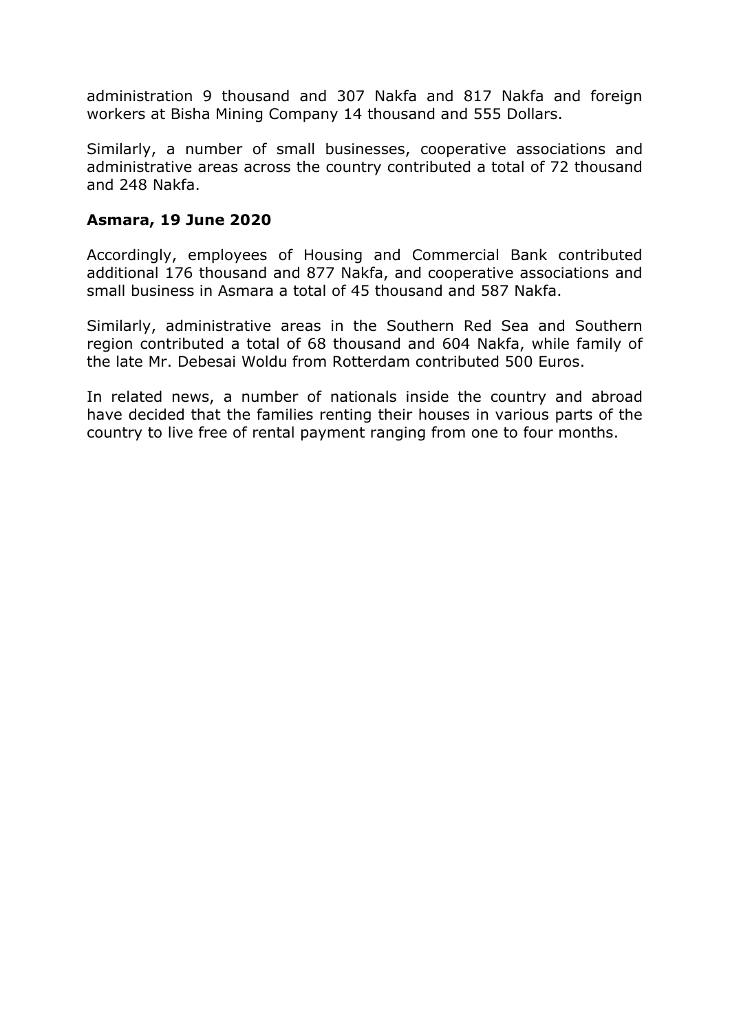administration 9 thousand and 307 Nakfa and 817 Nakfa and foreign workers at Bisha Mining Company 14 thousand and 555 Dollars.

Similarly, a number of small businesses, cooperative associations and administrative areas across the country contributed a total of 72 thousand and 248 Nakfa.

**Asmara, 19 June 2020**

Accordingly, employees of Housing and Commercial Bank contributed additional 176 thousand and 877 Nakfa, and cooperative associations and small business in Asmara a total of 45 thousand and 587 Nakfa.

Similarly, administrative areas in the Southern Red Sea and Southern region contributed a total of 68 thousand and 604 Nakfa, while family of the late Mr. Debesai Woldu from Rotterdam contributed 500 Euros.

In related news, a number of nationals inside the country and abroad have decided that the families renting their houses in various parts of the country to live free of rental payment ranging from one to four months.